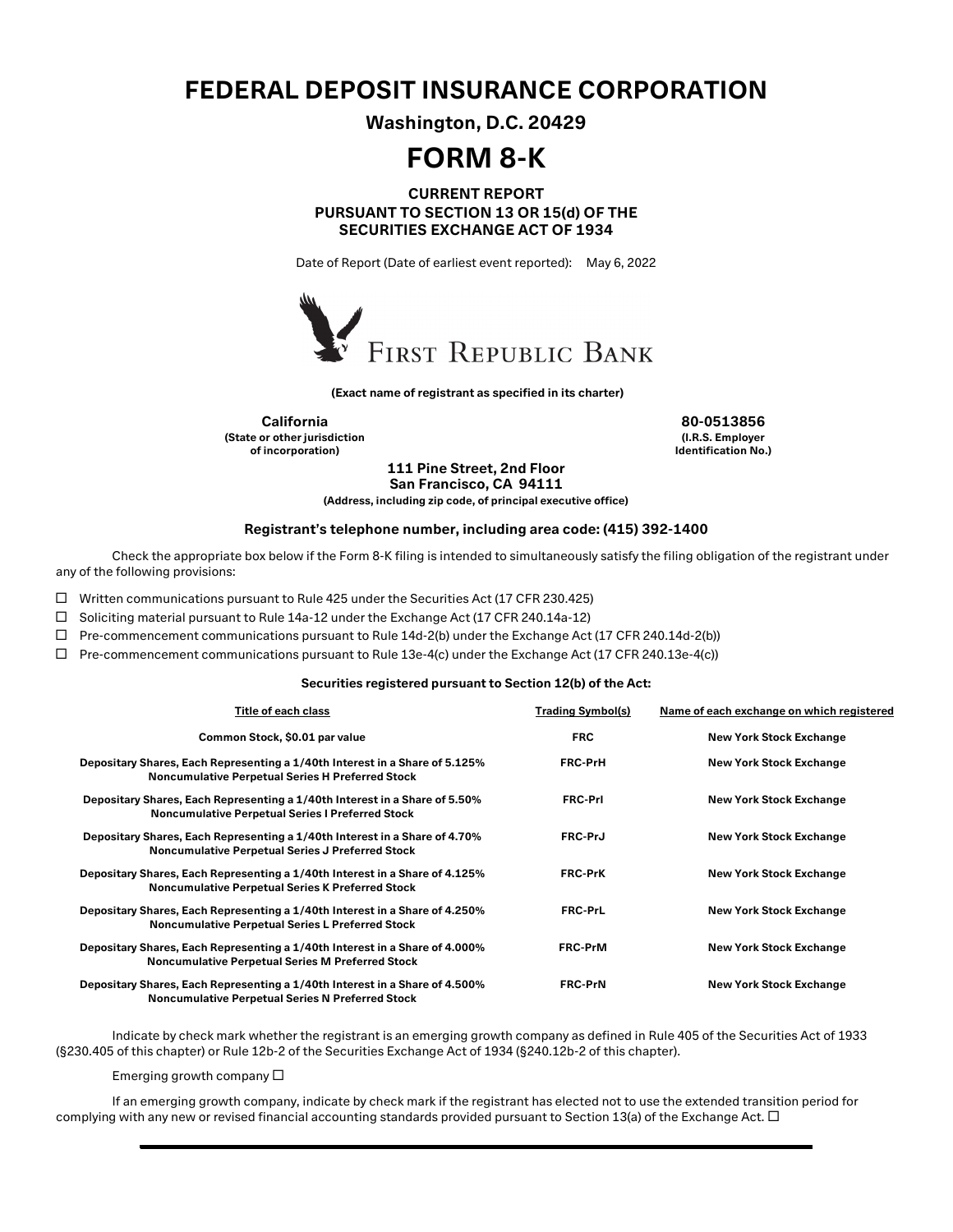# FEDERAL DEPOSIT INSURANCE CORPORATION

**Washington, D.C. 20429**

# FORM 8-K

**CURRENT REPORT**
**PURSUANT TO SECTION 13 OR 15(d) OF THE**
**SECURITIES EXCHANGE ACT OF 1934**

Date of Report (Date of earliest event reported): May 6, 2022

FIRST REPUBLIC BANK

**(Exact name of registrant as specified in its charter)**

| **California** | **80-0513856** |
|---|---|
| **(State or other jurisdiction of incorporation)** | **(I.R.S. Employer Identification No.)** |

**111 Pine Street, 2nd Floor**
**San Francisco, CA 94111**
**(Address, including zip code, of principal executive office)**

**Registrant's telephone number, including area code: (415) 392-1400**

Check the appropriate box below if the Form 8-K filing is intended to simultaneously satisfy the filing obligation of the registrant under any of the following provisions:

☐ Written communications pursuant to Rule 425 under the Securities Act (17 CFR 230.425)

☐ Soliciting material pursuant to Rule 14a-12 under the Exchange Act (17 CFR 240.14a-12)

☐ Pre-commencement communications pursuant to Rule 14d-2(b) under the Exchange Act (17 CFR 240.14d-2(b))

☐ Pre-commencement communications pursuant to Rule 13e-4(c) under the Exchange Act (17 CFR 240.13e-4(c))

**Securities registered pursuant to Section 12(b) of the Act:**

| Title of each class | Trading Symbol(s) | Name of each exchange on which registered |
|---|---|---|
| **Common Stock, $0.01 par value** | **FRC** | **New York Stock Exchange** |
| **Depositary Shares, Each Representing a 1/40th Interest in a Share of 5.125% Noncumulative Perpetual Series H Preferred Stock** | **FRC-PrH** | **New York Stock Exchange** |
| **Depositary Shares, Each Representing a 1/40th Interest in a Share of 5.50% Noncumulative Perpetual Series I Preferred Stock** | **FRC-PrI** | **New York Stock Exchange** |
| **Depositary Shares, Each Representing a 1/40th Interest in a Share of 4.70% Noncumulative Perpetual Series J Preferred Stock** | **FRC-PrJ** | **New York Stock Exchange** |
| **Depositary Shares, Each Representing a 1/40th Interest in a Share of 4.125% Noncumulative Perpetual Series K Preferred Stock** | **FRC-PrK** | **New York Stock Exchange** |
| **Depositary Shares, Each Representing a 1/40th Interest in a Share of 4.250% Noncumulative Perpetual Series L Preferred Stock** | **FRC-PrL** | **New York Stock Exchange** |
| **Depositary Shares, Each Representing a 1/40th Interest in a Share of 4.000% Noncumulative Perpetual Series M Preferred Stock** | **FRC-PrM** | **New York Stock Exchange** |
| **Depositary Shares, Each Representing a 1/40th Interest in a Share of 4.500% Noncumulative Perpetual Series N Preferred Stock** | **FRC-PrN** | **New York Stock Exchange** |

Indicate by check mark whether the registrant is an emerging growth company as defined in Rule 405 of the Securities Act of 1933 (§230.405 of this chapter) or Rule 12b-2 of the Securities Exchange Act of 1934 (§240.12b-2 of this chapter).

Emerging growth company ☐

If an emerging growth company, indicate by check mark if the registrant has elected not to use the extended transition period for complying with any new or revised financial accounting standards provided pursuant to Section 13(a) of the Exchange Act. ☐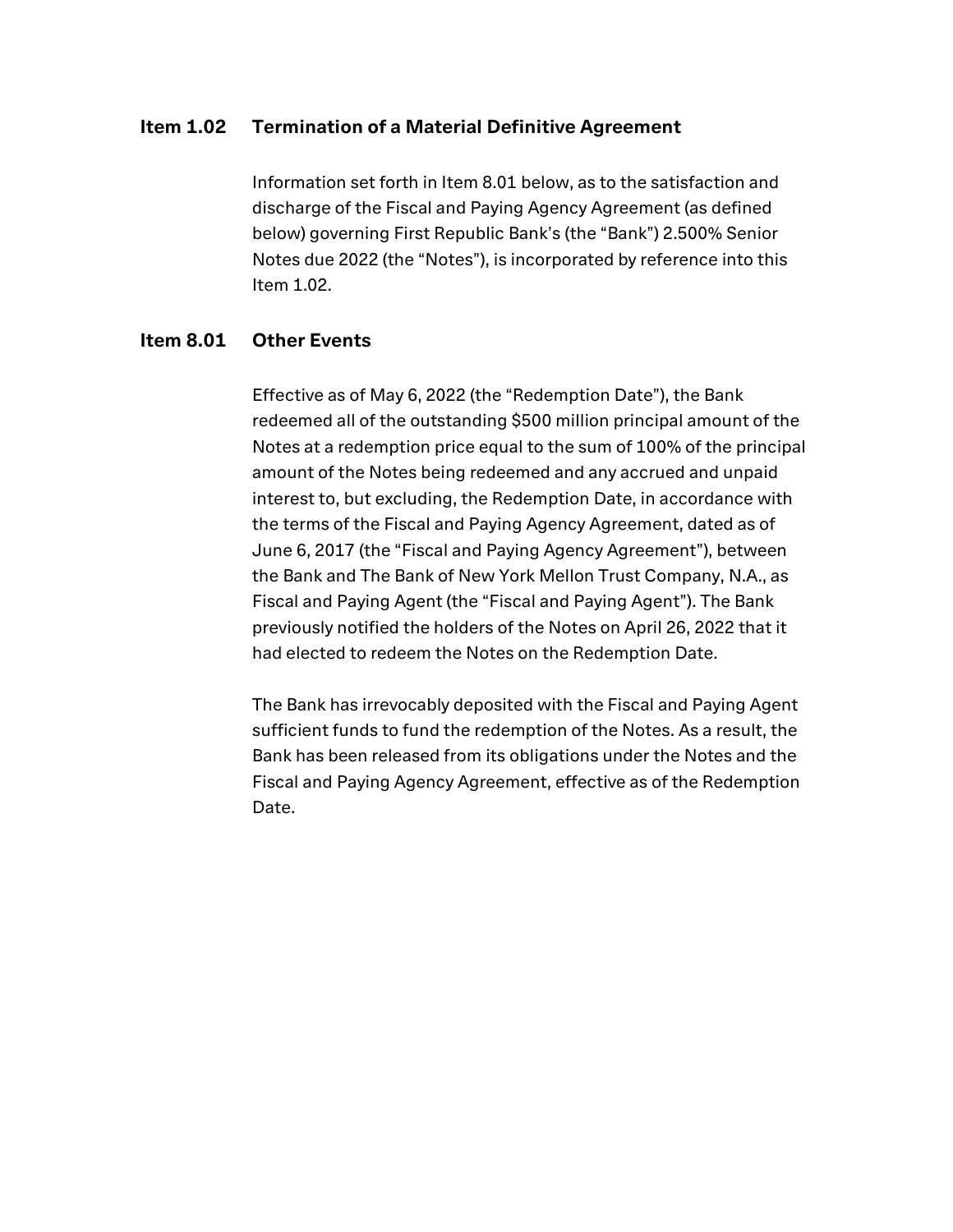## Item 1.02 Termination of a Material Definitive Agreement

Information set forth in Item 8.01 below, as to the satisfaction and discharge of the Fiscal and Paying Agency Agreement (as defined below) governing First Republic Bank's (the "Bank") 2.500% Senior Notes due 2022 (the "Notes"), is incorporated by reference into this Item 1.02.

## Item 8.01 Other Events

Effective as of May 6, 2022 (the "Redemption Date"), the Bank redeemed all of the outstanding $500 million principal amount of the Notes at a redemption price equal to the sum of 100% of the principal amount of the Notes being redeemed and any accrued and unpaid interest to, but excluding, the Redemption Date, in accordance with the terms of the Fiscal and Paying Agency Agreement, dated as of June 6, 2017 (the "Fiscal and Paying Agency Agreement"), between the Bank and The Bank of New York Mellon Trust Company, N.A., as Fiscal and Paying Agent (the "Fiscal and Paying Agent"). The Bank previously notified the holders of the Notes on April 26, 2022 that it had elected to redeem the Notes on the Redemption Date.

The Bank has irrevocably deposited with the Fiscal and Paying Agent sufficient funds to fund the redemption of the Notes. As a result, the Bank has been released from its obligations under the Notes and the Fiscal and Paying Agency Agreement, effective as of the Redemption Date.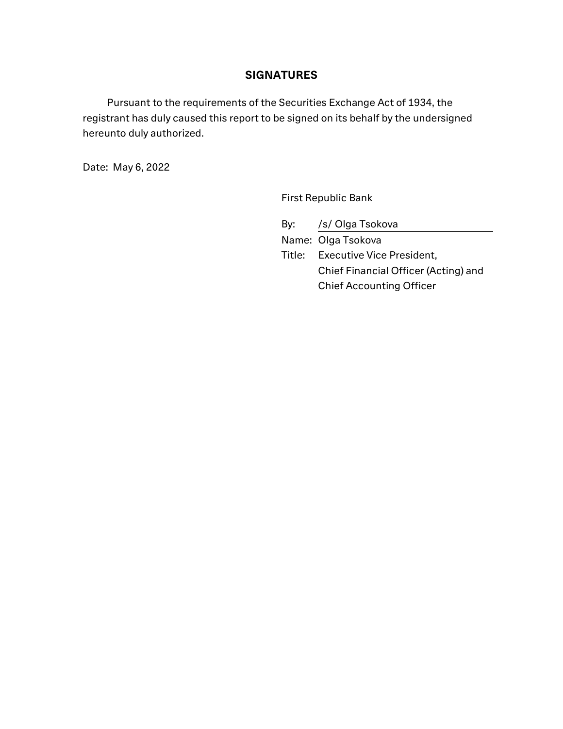## SIGNATURES

Pursuant to the requirements of the Securities Exchange Act of 1934, the registrant has duly caused this report to be signed on its behalf by the undersigned hereunto duly authorized.

Date: May 6, 2022

First Republic Bank

By: /s/ Olga Tsokova

Name: Olga Tsokova

Title: Executive Vice President,
Chief Financial Officer (Acting) and
Chief Accounting Officer